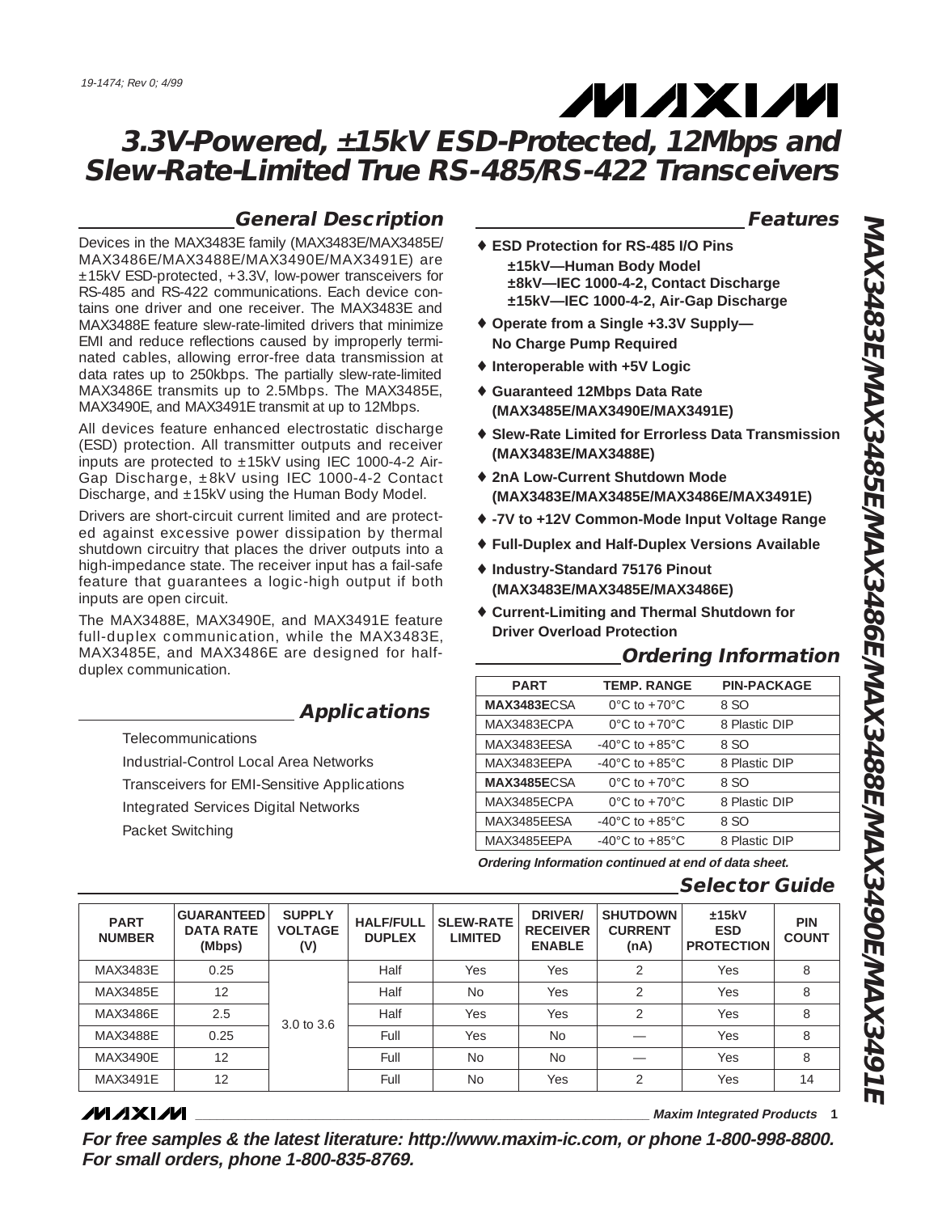19-1474; Rev 0; 4/99

# 3.3V-Powered, ±15kV ESD-Protected, 12Mbps and Slew-Rate-Limited True RS-485/RS-422 Transceivers

## General Description

Devices in the MAX3483E family (MAX3483E/MAX3485E/MAX3486E/MAX3488E/MAX3490E/MAX3491E) are ±15kV ESD-protected, +3.3V, low-power transceivers for RS-485 and RS-422 communications. Each device contains one driver and one receiver. The MAX3483E and MAX3488E feature slew-rate-limited drivers that minimize EMI and reduce reflections caused by improperly terminated cables, allowing error-free data transmission at data rates up to 250kbps. The partially slew-rate-limited MAX3486E transmits up to 2.5Mbps. The MAX3485E, MAX3490E, and MAX3491E transmit at up to 12Mbps.

All devices feature enhanced electrostatic discharge (ESD) protection. All transmitter outputs and receiver inputs are protected to ±15kV using IEC 1000-4-2 Air-Gap Discharge, ±8kV using IEC 1000-4-2 Contact Discharge, and ±15kV using the Human Body Model.

Drivers are short-circuit current limited and are protected against excessive power dissipation by thermal shutdown circuitry that places the driver outputs into a high-impedance state. The receiver input has a fail-safe feature that guarantees a logic-high output if both inputs are open circuit.

The MAX3488E, MAX3490E, and MAX3491E feature full-duplex communication, while the MAX3483E, MAX3485E, and MAX3486E are designed for half-duplex communication.

## Applications

Telecommunications

Industrial-Control Local Area Networks

Transceivers for EMI-Sensitive Applications

Integrated Services Digital Networks

Packet Switching

## Features

- **ESD Protection for RS-485 I/O Pins**
  - **±15kV—Human Body Model**
  - **±8kV—IEC 1000-4-2, Contact Discharge**
  - **±15kV—IEC 1000-4-2, Air-Gap Discharge**
- **Operate from a Single +3.3V Supply—No Charge Pump Required**
- **Interoperable with +5V Logic**
- **Guaranteed 12Mbps Data Rate (MAX3485E/MAX3490E/MAX3491E)**
- **Slew-Rate Limited for Errorless Data Transmission (MAX3483E/MAX3488E)**
- **2nA Low-Current Shutdown Mode (MAX3483E/MAX3485E/MAX3486E/MAX3491E)**
- **-7V to +12V Common-Mode Input Voltage Range**
- **Full-Duplex and Half-Duplex Versions Available**
- **Industry-Standard 75176 Pinout (MAX3483E/MAX3485E/MAX3486E)**
- **Current-Limiting and Thermal Shutdown for Driver Overload Protection**

## Ordering Information

| PART | TEMP. RANGE | PIN-PACKAGE |
|---|---|---|
| **MAX3483E**CSA | 0°C to +70°C | 8 SO |
| MAX3483ECPA | 0°C to +70°C | 8 Plastic DIP |
| MAX3483EESA | -40°C to +85°C | 8 SO |
| MAX3483EEPA | -40°C to +85°C | 8 Plastic DIP |
| **MAX3485E**CSA | 0°C to +70°C | 8 SO |
| MAX3485ECPA | 0°C to +70°C | 8 Plastic DIP |
| MAX3485EESA | -40°C to +85°C | 8 SO |
| MAX3485EEPA | -40°C to +85°C | 8 Plastic DIP |

***Ordering Information continued at end of data sheet.***

## Selector Guide

| PART NUMBER | GUARANTEED DATA RATE (Mbps) | SUPPLY VOLTAGE (V) | HALF/FULL DUPLEX | SLEW-RATE LIMITED | DRIVER/ RECEIVER ENABLE | SHUTDOWN CURRENT (nA) | ±15kV ESD PROTECTION | PIN COUNT |
|---|---|---|---|---|---|---|---|---|
| MAX3483E | 0.25 | 3.0 to 3.6 | Half | Yes | Yes | 2 | Yes | 8 |
| MAX3485E | 12 | 3.0 to 3.6 | Half | No | Yes | 2 | Yes | 8 |
| MAX3486E | 2.5 | 3.0 to 3.6 | Half | Yes | Yes | 2 | Yes | 8 |
| MAX3488E | 0.25 | 3.0 to 3.6 | Full | Yes | No | — | Yes | 8 |
| MAX3490E | 12 | 3.0 to 3.6 | Full | No | No | — | Yes | 8 |
| MAX3491E | 12 | 3.0 to 3.6 | Full | No | Yes | 2 | Yes | 14 |

**Maxim Integrated Products**

***For free samples & the latest literature: http://www.maxim-ic.com, or phone 1-800-998-8800. For small orders, phone 1-800-835-8769.***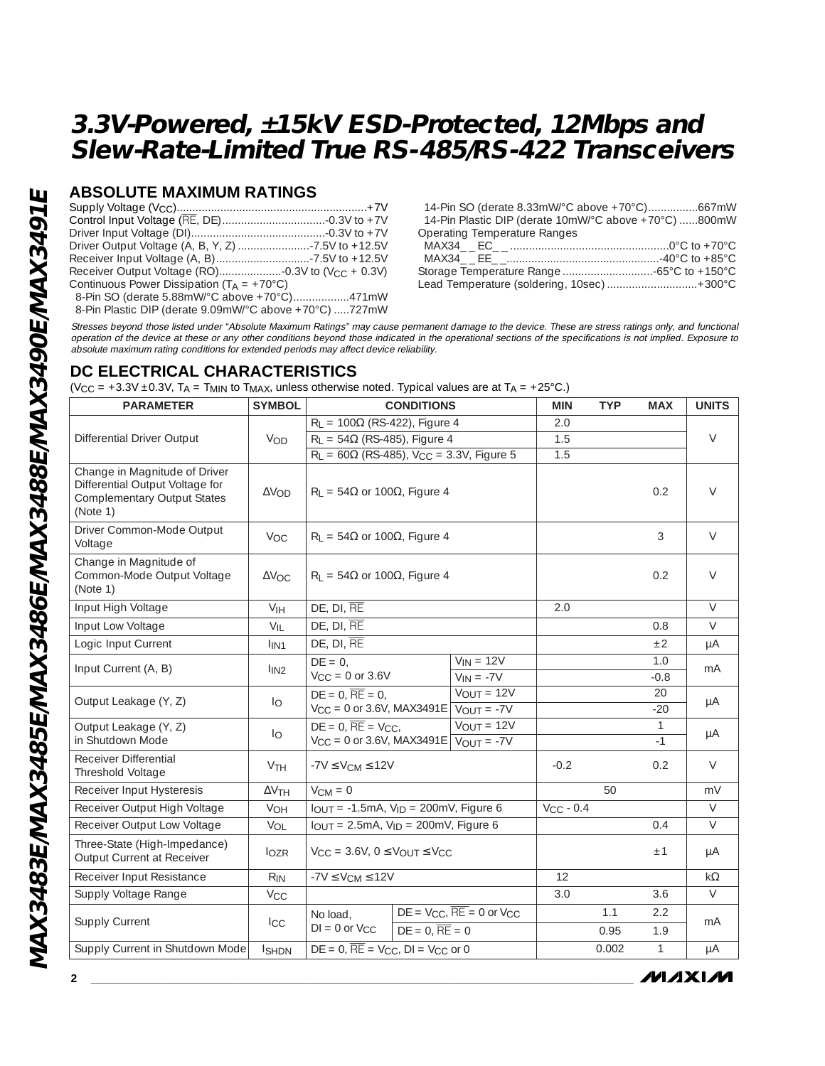# 3.3V-Powered, ±15kV ESD-Protected, 12Mbps and Slew-Rate-Limited True RS-485/RS-422 Transceivers

## ABSOLUTE MAXIMUM RATINGS

Supply Voltage ($V_{CC}$)..............................................................+7V
Control Input Voltage ($\overline{RE}$, DE)................................-0.3V to +7V
Driver Input Voltage (DI)..........................................-0.3V to +7V
Driver Output Voltage (A, B, Y, Z) .......................-7.5V to +12.5V
Receiver Input Voltage (A, B)..............................-7.5V to +12.5V
Receiver Output Voltage (RO)....................-0.3V to ($V_{CC}$ + 0.3V)
Continuous Power Dissipation ($T_A$ = +70°C)
 8-Pin SO (derate 5.88mW/°C above +70°C)..................471mW
 8-Pin Plastic DIP (derate 9.09mW/°C above +70°C) .....727mW
 14-Pin SO (derate 8.33mW/°C above +70°C)................667mW
 14-Pin Plastic DIP (derate 10mW/°C above +70°C) ......800mW
Operating Temperature Ranges
 MAX34_ _EC_ _ ..................................................0°C to +70°C
 MAX34_ _EE_ _................................................-40°C to +85°C
Storage Temperature Range .............................-65°C to +150°C
Lead Temperature (soldering, 10sec) .............................+300°C

*Stresses beyond those listed under "Absolute Maximum Ratings" may cause permanent damage to the device. These are stress ratings only, and functional operation of the device at these or any other conditions beyond those indicated in the operational sections of the specifications is not implied. Exposure to absolute maximum rating conditions for extended periods may affect device reliability.*

## DC ELECTRICAL CHARACTERISTICS

($V_{CC}$ = +3.3V ±0.3V, $T_A$ = $T_{MIN}$ to $T_{MAX}$, unless otherwise noted. Typical values are at $T_A$ = +25°C.)

| PARAMETER | SYMBOL | CONDITIONS | | MIN | TYP | MAX | UNITS |
|---|---|---|---|---|---|---|---|
| Differential Driver Output | $V_{OD}$ | $R_L$ = 100Ω (RS-422), Figure 4 | | 2.0 | | | V |
| | | $R_L$ = 54Ω (RS-485), Figure 4 | | 1.5 | | | |
| | | $R_L$ = 60Ω (RS-485), $V_{CC}$ = 3.3V, Figure 5 | | 1.5 | | | |
| Change in Magnitude of Driver Differential Output Voltage for Complementary Output States (Note 1) | $\Delta V_{OD}$ | $R_L$ = 54Ω or 100Ω, Figure 4 | | | | 0.2 | V |
| Driver Common-Mode Output Voltage | $V_{OC}$ | $R_L$ = 54Ω or 100Ω, Figure 4 | | | | 3 | V |
| Change in Magnitude of Common-Mode Output Voltage (Note 1) | $\Delta V_{OC}$ | $R_L$ = 54Ω or 100Ω, Figure 4 | | | | 0.2 | V |
| Input High Voltage | $V_{IH}$ | DE, DI, $\overline{RE}$ | | 2.0 | | | V |
| Input Low Voltage | $V_{IL}$ | DE, DI, $\overline{RE}$ | | | | 0.8 | V |
| Logic Input Current | $I_{IN1}$ | DE, DI, $\overline{RE}$ | | | | ±2 | µA |
| Input Current (A, B) | $I_{IN2}$ | DE = 0, $V_{CC}$ = 0 or 3.6V | $V_{IN}$ = 12V | | | 1.0 | mA |
| | | | $V_{IN}$ = -7V | | | -0.8 | |
| Output Leakage (Y, Z) | $I_O$ | DE = 0, $\overline{RE}$ = 0, $V_{CC}$ = 0 or 3.6V, MAX3491E | $V_{OUT}$ = 12V | | | 20 | µA |
| | | | $V_{OUT}$ = -7V | | | -20 | |
| Output Leakage (Y, Z) in Shutdown Mode | $I_O$ | DE = 0, $\overline{RE}$ = $V_{CC}$, $V_{CC}$ = 0 or 3.6V, MAX3491E | $V_{OUT}$ = 12V | | | 1 | µA |
| | | | $V_{OUT}$ = -7V | | | -1 | |
| Receiver Differential Threshold Voltage | $V_{TH}$ | -7V ≤ $V_{CM}$ ≤ 12V | | -0.2 | | 0.2 | V |
| Receiver Input Hysteresis | $\Delta V_{TH}$ | $V_{CM}$ = 0 | | | 50 | | mV |
| Receiver Output High Voltage | $V_{OH}$ | $I_{OUT}$ = -1.5mA, $V_{ID}$ = 200mV, Figure 6 | | $V_{CC}$ - 0.4 | | | V |
| Receiver Output Low Voltage | $V_{OL}$ | $I_{OUT}$ = 2.5mA, $V_{ID}$ = 200mV, Figure 6 | | | | 0.4 | V |
| Three-State (High-Impedance) Output Current at Receiver | $I_{OZR}$ | $V_{CC}$ = 3.6V, 0 ≤ $V_{OUT}$ ≤ $V_{CC}$ | | | | ±1 | µA |
| Receiver Input Resistance | $R_{IN}$ | -7V ≤ $V_{CM}$ ≤ 12V | | 12 | | | kΩ |
| Supply Voltage Range | $V_{CC}$ | | | 3.0 | | 3.6 | V |
| Supply Current | $I_{CC}$ | No load, DI = 0 or $V_{CC}$ | DE = $V_{CC}$, $\overline{RE}$ = 0 or $V_{CC}$ | | 1.1 | 2.2 | mA |
| | | | DE = 0, $\overline{RE}$ = 0 | | 0.95 | 1.9 | |
| Supply Current in Shutdown Mode | $I_{SHDN}$ | DE = 0, $\overline{RE}$ = $V_{CC}$, DI = $V_{CC}$ or 0 | | | 0.002 | 1 | µA |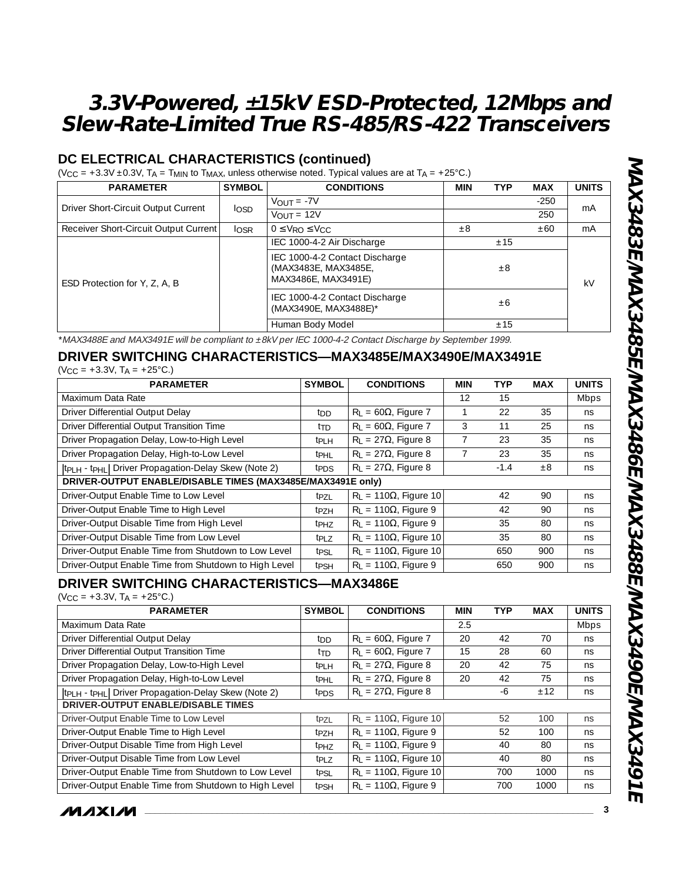## DC ELECTRICAL CHARACTERISTICS (continued)

($V_{CC}$ = +3.3V ±0.3V, $T_A$ = $T_{MIN}$ to $T_{MAX}$, unless otherwise noted. Typical values are at $T_A$ = +25°C.)

| PARAMETER | SYMBOL | CONDITIONS | MIN | TYP | MAX | UNITS |
|---|---|---|---|---|---|---|
| Driver Short-Circuit Output Current | $I_{OSD}$ | $V_{OUT}$ = -7V | | | -250 | mA |
| | | $V_{OUT}$ = 12V | | | 250 | |
| Receiver Short-Circuit Output Current | $I_{OSR}$ | 0 ≤ $V_{RO}$ ≤ $V_{CC}$ | ±8 | | ±60 | mA |
| ESD Protection for Y, Z, A, B | | IEC 1000-4-2 Air Discharge | | ±15 | | kV |
| | | IEC 1000-4-2 Contact Discharge (MAX3483E, MAX3485E, MAX3486E, MAX3491E) | | ±8 | | |
| | | IEC 1000-4-2 Contact Discharge (MAX3490E, MAX3488E)* | | ±6 | | |
| | | Human Body Model | | ±15 | | |

*\*MAX3488E and MAX3491E will be compliant to ±8kV per IEC 1000-4-2 Contact Discharge by September 1999.*

## DRIVER SWITCHING CHARACTERISTICS—MAX3485E/MAX3490E/MAX3491E

($V_{CC}$ = +3.3V, $T_A$ = +25°C.)

| PARAMETER | SYMBOL | CONDITIONS | MIN | TYP | MAX | UNITS |
|---|---|---|---|---|---|---|
| Maximum Data Rate | | | 12 | 15 | | Mbps |
| Driver Differential Output Delay | $t_{DD}$ | $R_L$ = 60Ω, Figure 7 | 1 | 22 | 35 | ns |
| Driver Differential Output Transition Time | $t_{TD}$ | $R_L$ = 60Ω, Figure 7 | 3 | 11 | 25 | ns |
| Driver Propagation Delay, Low-to-High Level | $t_{PLH}$ | $R_L$ = 27Ω, Figure 8 | 7 | 23 | 35 | ns |
| Driver Propagation Delay, High-to-Low Level | $t_{PHL}$ | $R_L$ = 27Ω, Figure 8 | 7 | 23 | 35 | ns |
| $\lvert t_{PLH} - t_{PHL} \rvert$ Driver Propagation-Delay Skew (Note 2) | $t_{PDS}$ | $R_L$ = 27Ω, Figure 8 | | -1.4 | ±8 | ns |
| **DRIVER-OUTPUT ENABLE/DISABLE TIMES (MAX3485E/MAX3491E only)** | | | | | | |
| Driver-Output Enable Time to Low Level | $t_{PZL}$ | $R_L$ = 110Ω, Figure 10 | | 42 | 90 | ns |
| Driver-Output Enable Time to High Level | $t_{PZH}$ | $R_L$ = 110Ω, Figure 9 | | 42 | 90 | ns |
| Driver-Output Disable Time from High Level | $t_{PHZ}$ | $R_L$ = 110Ω, Figure 9 | | 35 | 80 | ns |
| Driver-Output Disable Time from Low Level | $t_{PLZ}$ | $R_L$ = 110Ω, Figure 10 | | 35 | 80 | ns |
| Driver-Output Enable Time from Shutdown to Low Level | $t_{PSL}$ | $R_L$ = 110Ω, Figure 10 | | 650 | 900 | ns |
| Driver-Output Enable Time from Shutdown to High Level | $t_{PSH}$ | $R_L$ = 110Ω, Figure 9 | | 650 | 900 | ns |

## DRIVER SWITCHING CHARACTERISTICS—MAX3486E

($V_{CC}$ = +3.3V, $T_A$ = +25°C.)

| PARAMETER | SYMBOL | CONDITIONS | MIN | TYP | MAX | UNITS |
|---|---|---|---|---|---|---|
| Maximum Data Rate | | | 2.5 | | | Mbps |
| Driver Differential Output Delay | $t_{DD}$ | $R_L$ = 60Ω, Figure 7 | 20 | 42 | 70 | ns |
| Driver Differential Output Transition Time | $t_{TD}$ | $R_L$ = 60Ω, Figure 7 | 15 | 28 | 60 | ns |
| Driver Propagation Delay, Low-to-High Level | $t_{PLH}$ | $R_L$ = 27Ω, Figure 8 | 20 | 42 | 75 | ns |
| Driver Propagation Delay, High-to-Low Level | $t_{PHL}$ | $R_L$ = 27Ω, Figure 8 | 20 | 42 | 75 | ns |
| $\lvert t_{PLH} - t_{PHL} \rvert$ Driver Propagation-Delay Skew (Note 2) | $t_{PDS}$ | $R_L$ = 27Ω, Figure 8 | | -6 | ±12 | ns |
| **DRIVER-OUTPUT ENABLE/DISABLE TIMES** | | | | | | |
| Driver-Output Enable Time to Low Level | $t_{PZL}$ | $R_L$ = 110Ω, Figure 10 | | 52 | 100 | ns |
| Driver-Output Enable Time to High Level | $t_{PZH}$ | $R_L$ = 110Ω, Figure 9 | | 52 | 100 | ns |
| Driver-Output Disable Time from High Level | $t_{PHZ}$ | $R_L$ = 110Ω, Figure 9 | | 40 | 80 | ns |
| Driver-Output Disable Time from Low Level | $t_{PLZ}$ | $R_L$ = 110Ω, Figure 10 | | 40 | 80 | ns |
| Driver-Output Enable Time from Shutdown to Low Level | $t_{PSL}$ | $R_L$ = 110Ω, Figure 10 | | 700 | 1000 | ns |
| Driver-Output Enable Time from Shutdown to High Level | $t_{PSH}$ | $R_L$ = 110Ω, Figure 9 | | 700 | 1000 | ns |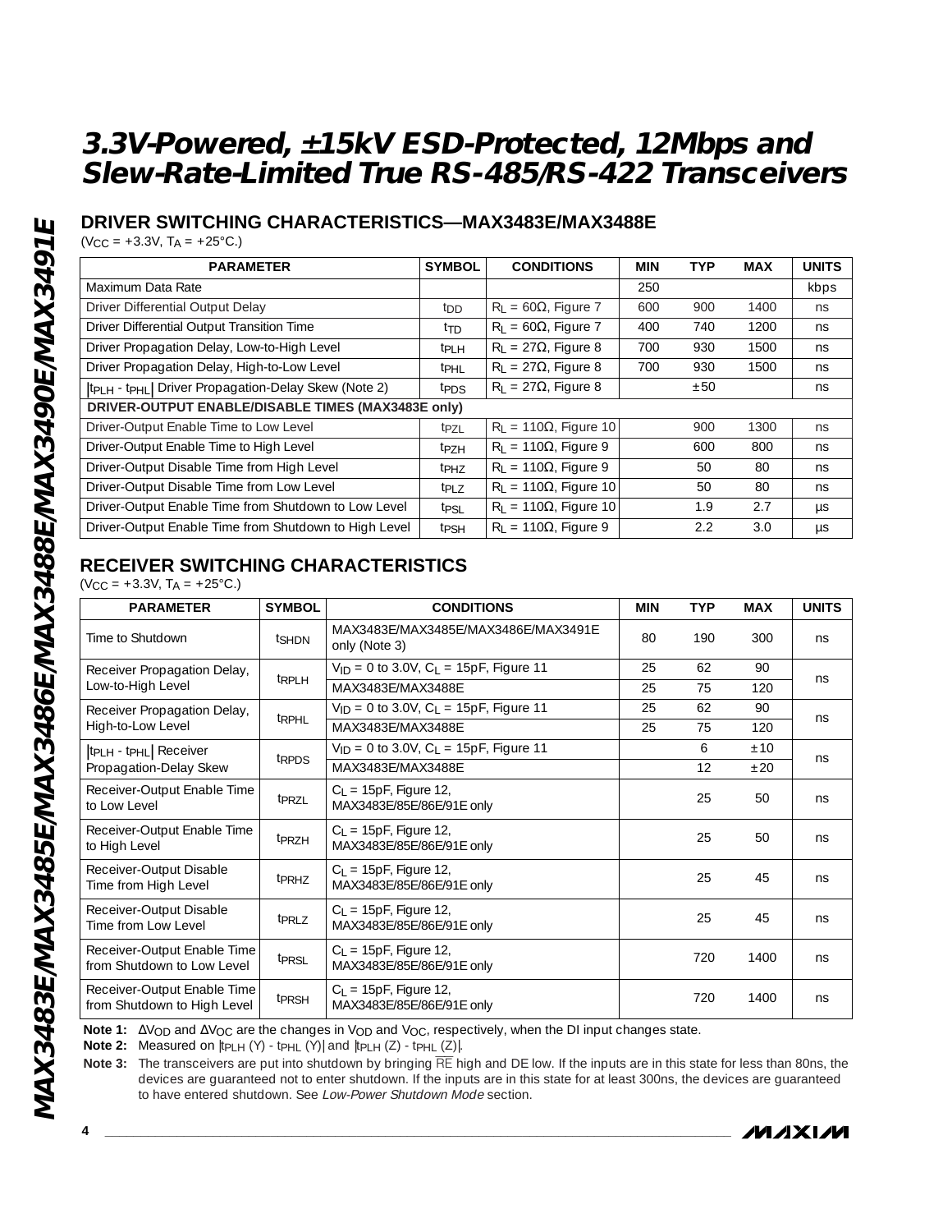# 3.3V-Powered, ±15kV ESD-Protected, 12Mbps and Slew-Rate-Limited True RS-485/RS-422 Transceivers

## DRIVER SWITCHING CHARACTERISTICS—MAX3483E/MAX3488E

($V_{CC}$ = +3.3V, $T_A$ = +25°C.)

| PARAMETER | SYMBOL | CONDITIONS | MIN | TYP | MAX | UNITS |
|---|---|---|---|---|---|---|
| Maximum Data Rate | | | 250 | | | kbps |
| Driver Differential Output Delay | $t_{DD}$ | $R_L$ = 60Ω, Figure 7 | 600 | 900 | 1400 | ns |
| Driver Differential Output Transition Time | $t_{TD}$ | $R_L$ = 60Ω, Figure 7 | 400 | 740 | 1200 | ns |
| Driver Propagation Delay, Low-to-High Level | $t_{PLH}$ | $R_L$ = 27Ω, Figure 8 | 700 | 930 | 1500 | ns |
| Driver Propagation Delay, High-to-Low Level | $t_{PHL}$ | $R_L$ = 27Ω, Figure 8 | 700 | 930 | 1500 | ns |
| $\|t_{PLH} - t_{PHL}\|$ Driver Propagation-Delay Skew (Note 2) | $t_{PDS}$ | $R_L$ = 27Ω, Figure 8 | | ±50 | | ns |
| **DRIVER-OUTPUT ENABLE/DISABLE TIMES (MAX3483E only)** | | | | | | |
| Driver-Output Enable Time to Low Level | $t_{PZL}$ | $R_L$ = 110Ω, Figure 10 | | 900 | 1300 | ns |
| Driver-Output Enable Time to High Level | $t_{PZH}$ | $R_L$ = 110Ω, Figure 9 | | 600 | 800 | ns |
| Driver-Output Disable Time from High Level | $t_{PHZ}$ | $R_L$ = 110Ω, Figure 9 | | 50 | 80 | ns |
| Driver-Output Disable Time from Low Level | $t_{PLZ}$ | $R_L$ = 110Ω, Figure 10 | | 50 | 80 | ns |
| Driver-Output Enable Time from Shutdown to Low Level | $t_{PSL}$ | $R_L$ = 110Ω, Figure 10 | | 1.9 | 2.7 | µs |
| Driver-Output Enable Time from Shutdown to High Level | $t_{PSH}$ | $R_L$ = 110Ω, Figure 9 | | 2.2 | 3.0 | µs |

## RECEIVER SWITCHING CHARACTERISTICS

($V_{CC}$ = +3.3V, $T_A$ = +25°C.)

| PARAMETER | SYMBOL | CONDITIONS | MIN | TYP | MAX | UNITS |
|---|---|---|---|---|---|---|
| Time to Shutdown | $t_{SHDN}$ | MAX3483E/MAX3485E/MAX3486E/MAX3491E only (Note 3) | 80 | 190 | 300 | ns |
| Receiver Propagation Delay, Low-to-High Level | $t_{RPLH}$ | $V_{ID}$ = 0 to 3.0V, $C_L$ = 15pF, Figure 11 | 25 | 62 | 90 | ns |
| | | MAX3483E/MAX3488E | 25 | 75 | 120 | |
| Receiver Propagation Delay, High-to-Low Level | $t_{RPHL}$ | $V_{ID}$ = 0 to 3.0V, $C_L$ = 15pF, Figure 11 | 25 | 62 | 90 | ns |
| | | MAX3483E/MAX3488E | 25 | 75 | 120 | |
| $\|t_{PLH} - t_{PHL}\|$ Receiver Propagation-Delay Skew | $t_{RPDS}$ | $V_{ID}$ = 0 to 3.0V, $C_L$ = 15pF, Figure 11 | | 6 | ±10 | ns |
| | | MAX3483E/MAX3488E | | 12 | ±20 | |
| Receiver-Output Enable Time to Low Level | $t_{PRZL}$ | $C_L$ = 15pF, Figure 12, MAX3483E/85E/86E/91E only | | 25 | 50 | ns |
| Receiver-Output Enable Time to High Level | $t_{PRZH}$ | $C_L$ = 15pF, Figure 12, MAX3483E/85E/86E/91E only | | 25 | 50 | ns |
| Receiver-Output Disable Time from High Level | $t_{PRHZ}$ | $C_L$ = 15pF, Figure 12, MAX3483E/85E/86E/91E only | | 25 | 45 | ns |
| Receiver-Output Disable Time from Low Level | $t_{PRLZ}$ | $C_L$ = 15pF, Figure 12, MAX3483E/85E/86E/91E only | | 25 | 45 | ns |
| Receiver-Output Enable Time from Shutdown to Low Level | $t_{PRSL}$ | $C_L$ = 15pF, Figure 12, MAX3483E/85E/86E/91E only | | 720 | 1400 | ns |
| Receiver-Output Enable Time from Shutdown to High Level | $t_{PRSH}$ | $C_L$ = 15pF, Figure 12, MAX3483E/85E/86E/91E only | | 720 | 1400 | ns |

**Note 1:** $\Delta V_{OD}$ and $\Delta V_{OC}$ are the changes in $V_{OD}$ and $V_{OC}$, respectively, when the DI input changes state.

**Note 2:** Measured on $|t_{PLH}(Y) - t_{PHL}(Y)|$ and $|t_{PLH}(Z) - t_{PHL}(Z)|$.

**Note 3:** The transceivers are put into shutdown by bringing $\overline{RE}$ high and DE low. If the inputs are in this state for less than 80ns, the devices are guaranteed not to enter shutdown. If the inputs are in this state for at least 300ns, the devices are guaranteed to have entered shutdown. See *Low-Power Shutdown Mode* section.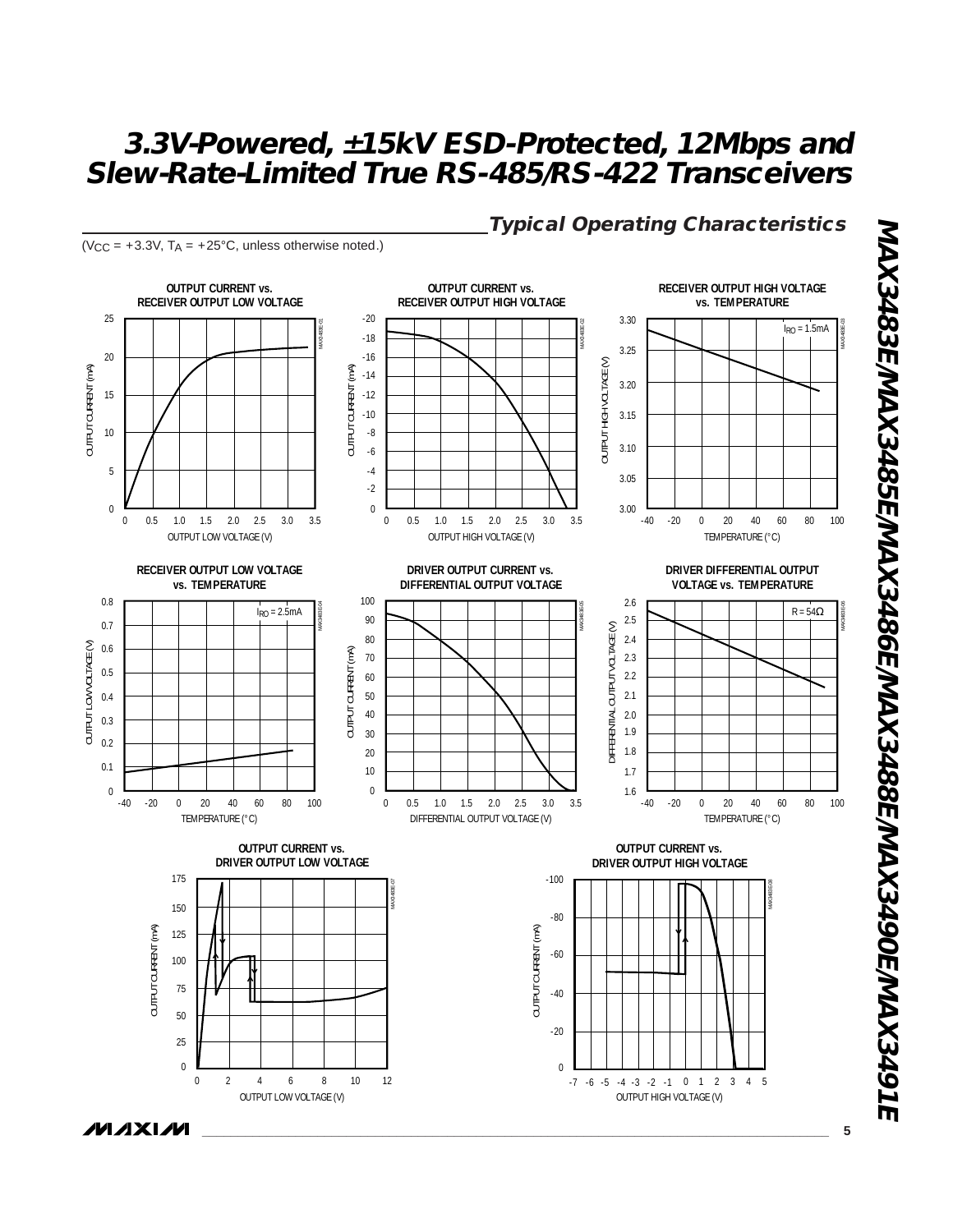## Typical Operating Characteristics

($V_{CC}$ = +3.3V, $T_A$ = +25°C, unless otherwise noted.)

**OUTPUT CURRENT vs. RECEIVER OUTPUT LOW VOLTAGE**

**OUTPUT CURRENT vs. RECEIVER OUTPUT HIGH VOLTAGE**

**RECEIVER OUTPUT HIGH VOLTAGE vs. TEMPERATURE**

**RECEIVER OUTPUT LOW VOLTAGE vs. TEMPERATURE**

**DRIVER OUTPUT CURRENT vs. DIFFERENTIAL OUTPUT VOLTAGE**

**DRIVER DIFFERENTIAL OUTPUT VOLTAGE vs. TEMPERATURE**

**OUTPUT CURRENT vs. DRIVER OUTPUT LOW VOLTAGE**

**OUTPUT CURRENT vs. DRIVER OUTPUT HIGH VOLTAGE**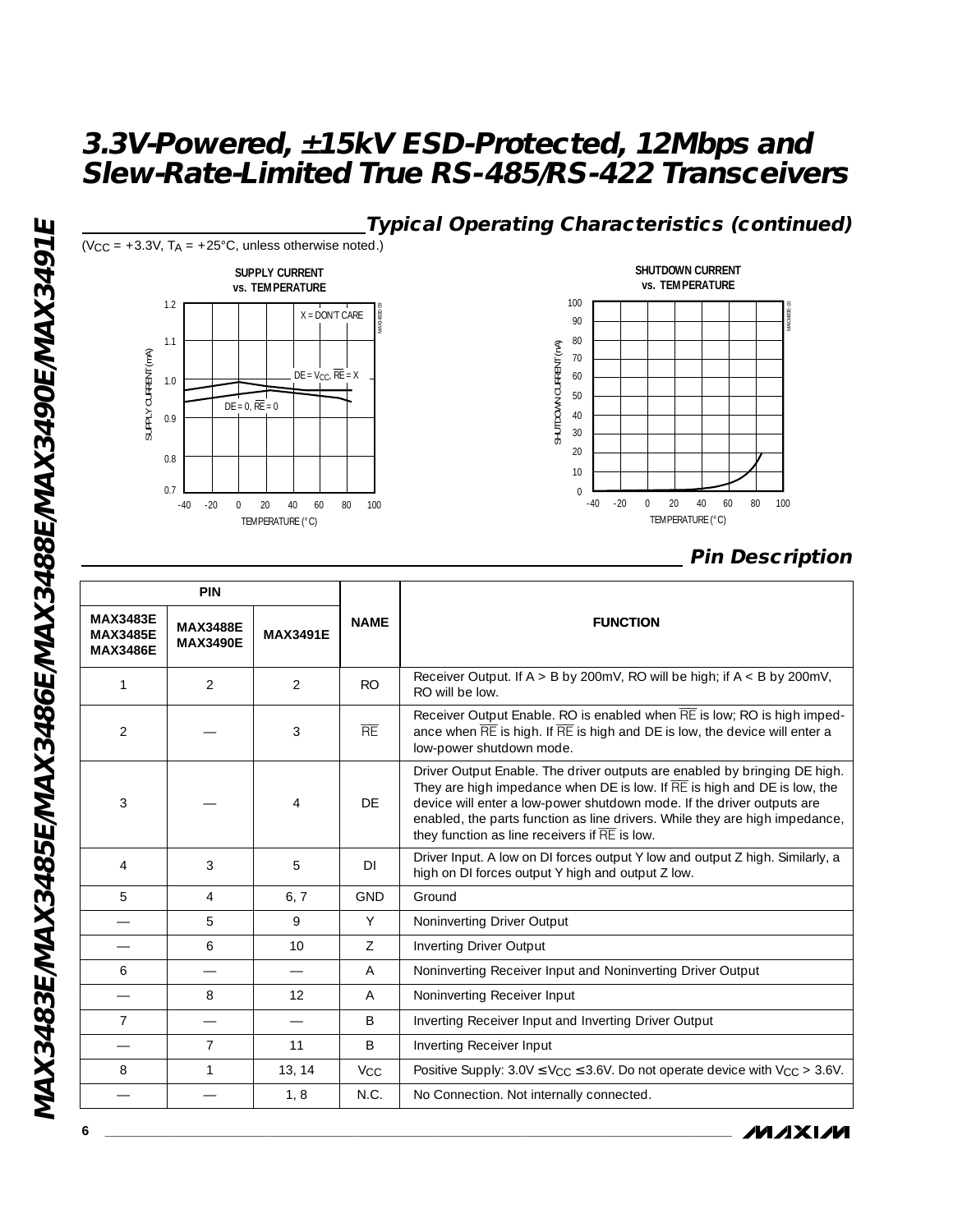# 3.3V-Powered, ±15kV ESD-Protected, 12Mbps and Slew-Rate-Limited True RS-485/RS-422 Transceivers

## Typical Operating Characteristics (continued)

($V_{CC}$ = +3.3V, $T_A$ = +25°C, unless otherwise noted.)

## Pin Description

| PIN | | | NAME | FUNCTION |
|---|---|---|---|---|
| MAX3483E MAX3485E MAX3486E | MAX3488E MAX3490E | MAX3491E | | |
| 1 | 2 | 2 | RO | Receiver Output. If A > B by 200mV, RO will be high; if A < B by 200mV, RO will be low. |
| 2 | — | 3 | $\overline{RE}$ | Receiver Output Enable. RO is enabled when $\overline{RE}$ is low; RO is high impedance when $\overline{RE}$ is high. If $\overline{RE}$ is high and DE is low, the device will enter a low-power shutdown mode. |
| 3 | — | 4 | DE | Driver Output Enable. The driver outputs are enabled by bringing DE high. They are high impedance when DE is low. If $\overline{RE}$ is high and DE is low, the device will enter a low-power shutdown mode. If the driver outputs are enabled, the parts function as line drivers. While they are high impedance, they function as line receivers if $\overline{RE}$ is low. |
| 4 | 3 | 5 | DI | Driver Input. A low on DI forces output Y low and output Z high. Similarly, a high on DI forces output Y high and output Z low. |
| 5 | 4 | 6, 7 | GND | Ground |
| — | 5 | 9 | Y | Noninverting Driver Output |
| — | 6 | 10 | Z | Inverting Driver Output |
| 6 | — | — | A | Noninverting Receiver Input and Noninverting Driver Output |
| — | 8 | 12 | A | Noninverting Receiver Input |
| 7 | — | — | B | Inverting Receiver Input and Inverting Driver Output |
| — | 7 | 11 | B | Inverting Receiver Input |
| 8 | 1 | 13, 14 | $V_{CC}$ | Positive Supply: 3.0V ≤ $V_{CC}$ ≤ 3.6V. Do not operate device with $V_{CC}$ > 3.6V. |
| — | — | 1, 8 | N.C. | No Connection. Not internally connected. |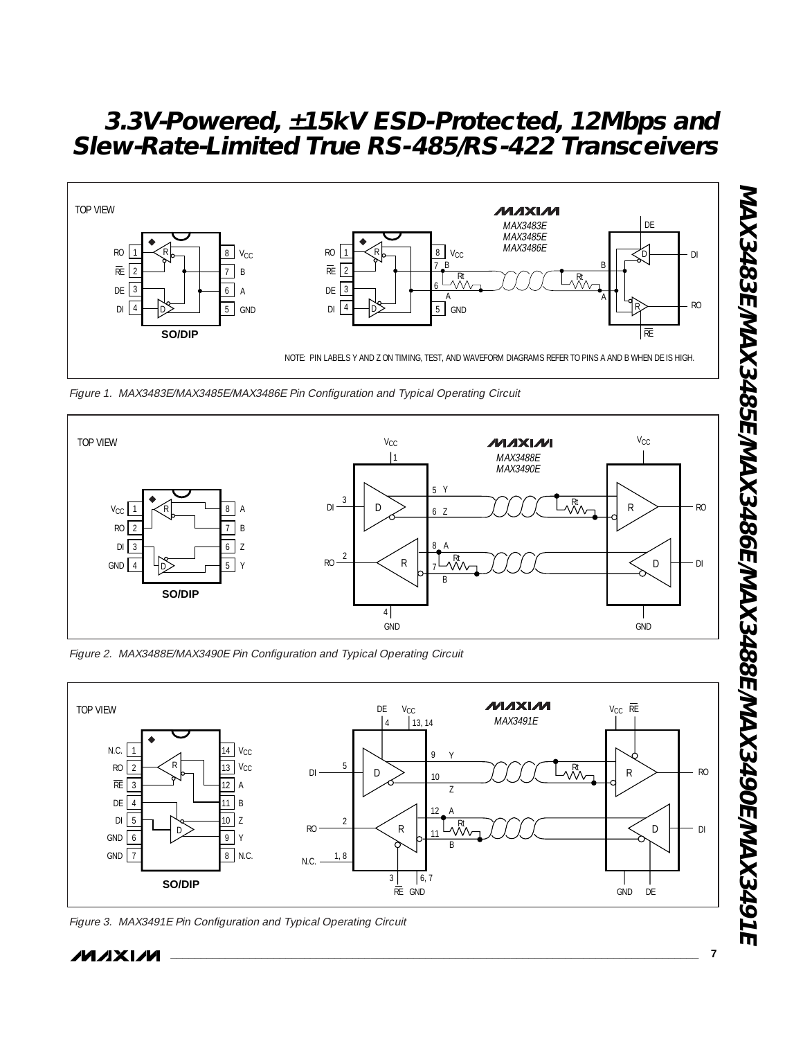# 3.3V-Powered, ±15kV ESD-Protected, 12Mbps and Slew-Rate-Limited True RS-485/RS-422 Transceivers

NOTE: PIN LABELS Y AND Z ON TIMING, TEST, AND WAVEFORM DIAGRAMS REFER TO PINS A AND B WHEN DE IS HIGH.

*Figure 1. MAX3483E/MAX3485E/MAX3486E Pin Configuration and Typical Operating Circuit*

*Figure 2. MAX3488E/MAX3490E Pin Configuration and Typical Operating Circuit*

*Figure 3. MAX3491E Pin Configuration and Typical Operating Circuit*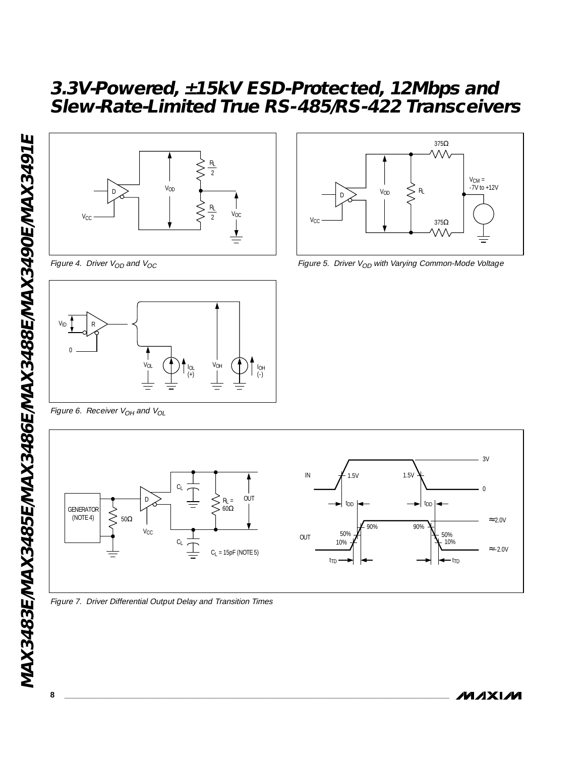Figure 4. Driver $V_{OD}$ and $V_{OC}$

Figure 5. Driver $V_{OD}$ with Varying Common-Mode Voltage

Figure 6. Receiver $V_{OH}$ and $V_{OL}$

Figure 7. Driver Differential Output Delay and Transition Times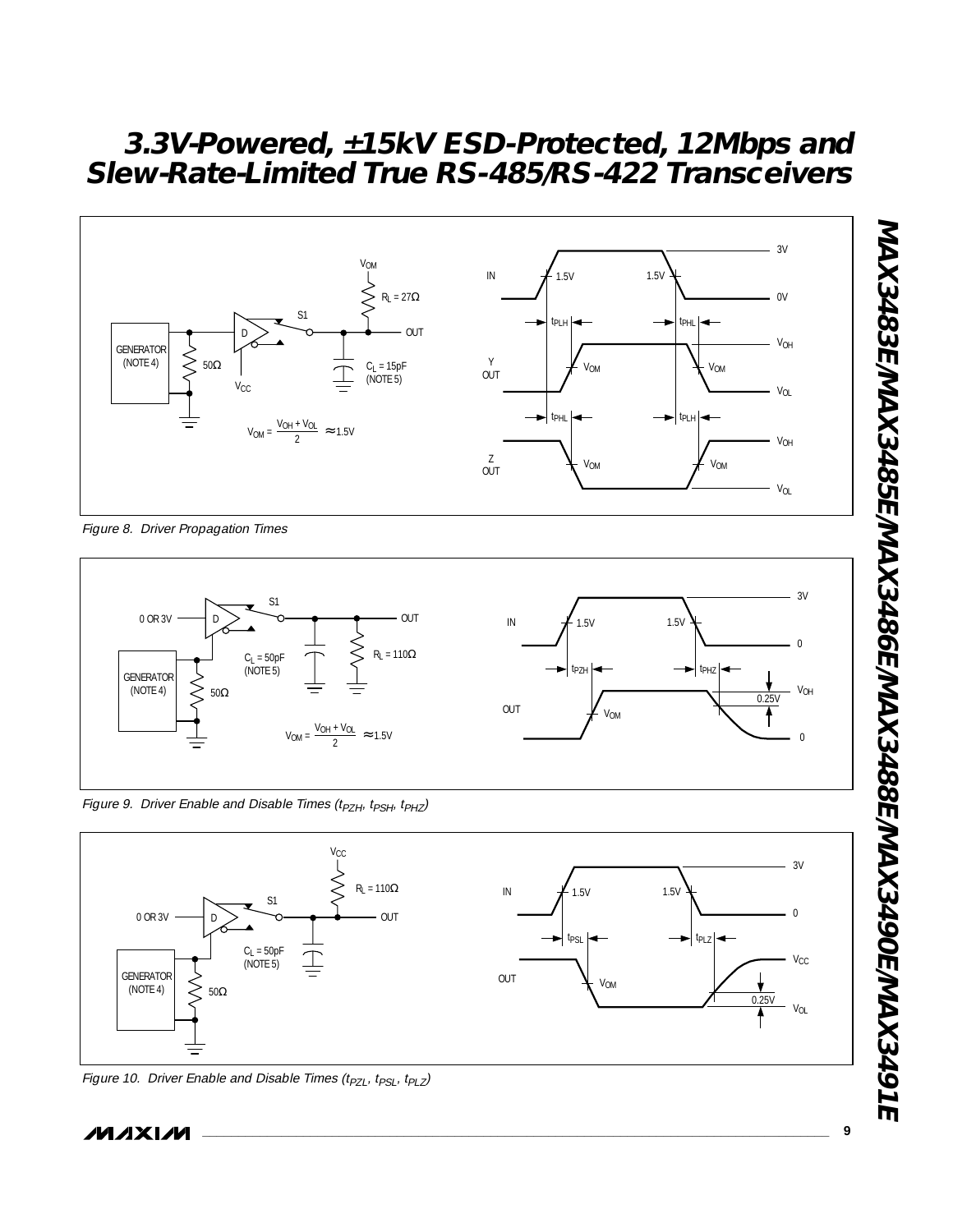Figure 8. Driver Propagation Times

Figure 9. Driver Enable and Disable Times ($t_{PZH}$, $t_{PSH}$, $t_{PHZ}$)

Figure 10. Driver Enable and Disable Times ($t_{PZL}$, $t_{PSL}$, $t_{PLZ}$)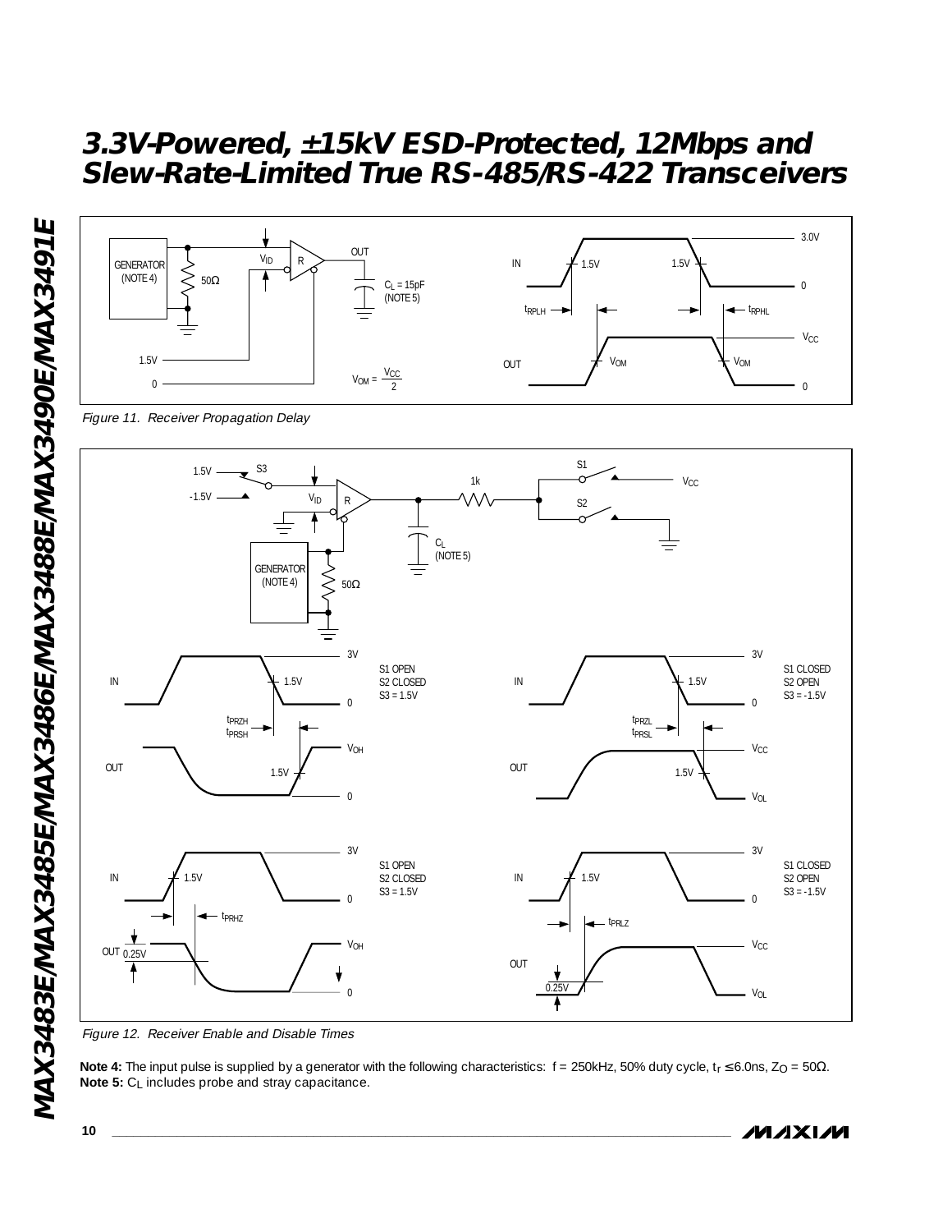Figure 11. Receiver Propagation Delay

Figure 12. Receiver Enable and Disable Times

**Note 4:** The input pulse is supplied by a generator with the following characteristics: f = 250kHz, 50% duty cycle, $t_r \leq 6.0ns$, $Z_O = 50\Omega$.
**Note 5:** $C_L$ includes probe and stray capacitance.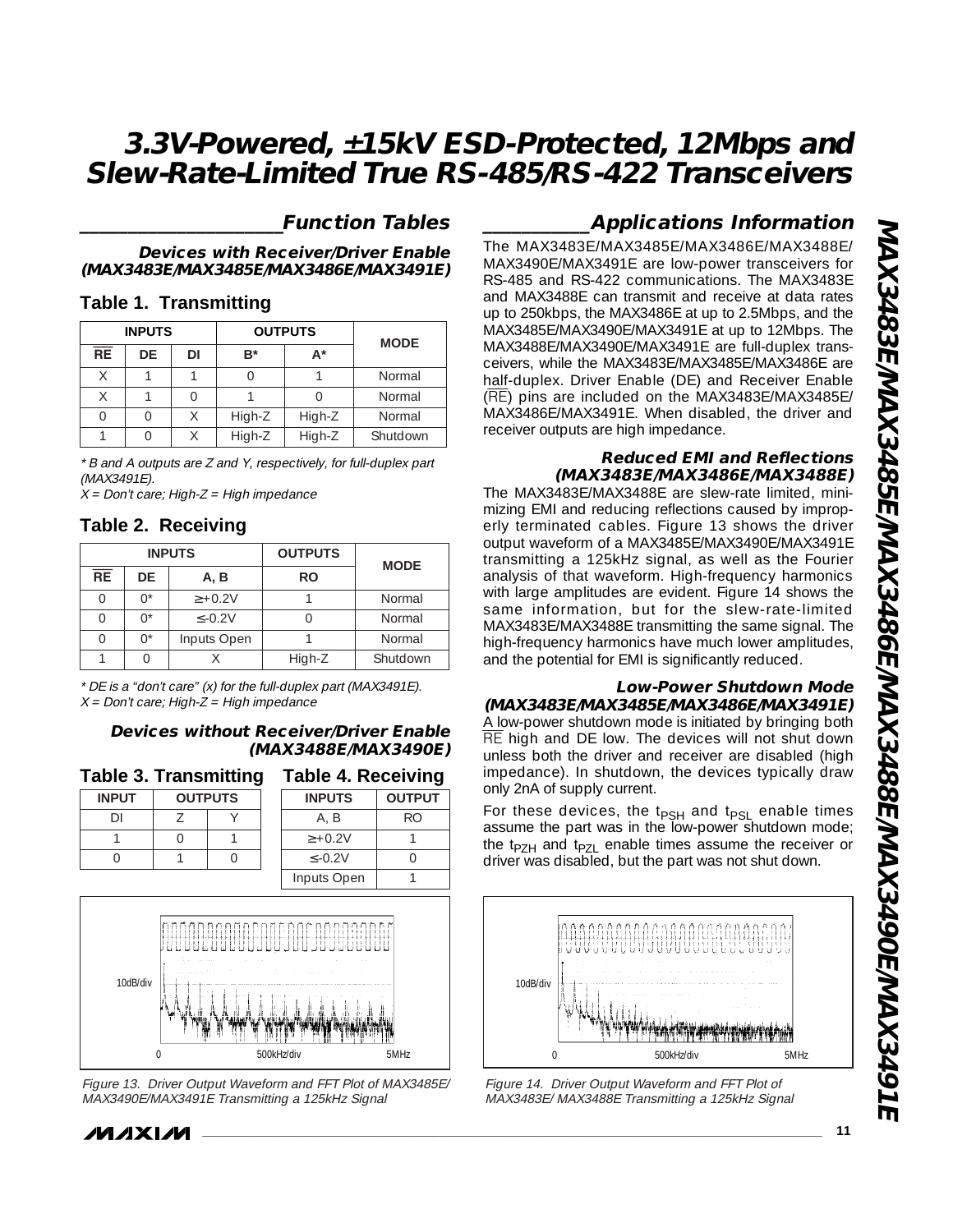# 3.3V-Powered, ±15kV ESD-Protected, 12Mbps and Slew-Rate-Limited True RS-485/RS-422 Transceivers

## Function Tables

### Devices with Receiver/Driver Enable (MAX3483E/MAX3485E/MAX3486E/MAX3491E)

**Table 1. Transmitting**

| INPUTS | | | OUTPUTS | | MODE |
|---|---|---|---|---|---|
| $\overline{RE}$ | DE | DI | B* | A* | |
| X | 1 | 1 | 0 | 1 | Normal |
| X | 1 | 0 | 1 | 0 | Normal |
| 0 | 0 | X | High-Z | High-Z | Normal |
| 1 | 0 | X | High-Z | High-Z | Shutdown |

*\* B and A outputs are Z and Y, respectively, for full-duplex part (MAX3491E).*
*X = Don't care; High-Z = High impedance*

**Table 2. Receiving**

| INPUTS | | | OUTPUTS | MODE |
|---|---|---|---|---|
| $\overline{RE}$ | DE | A, B | RO | |
| 0 | 0* | ≥+0.2V | 1 | Normal |
| 0 | 0* | ≤-0.2V | 0 | Normal |
| 0 | 0* | Inputs Open | 1 | Normal |
| 1 | 0 | X | High-Z | Shutdown |

*\* DE is a "don't care" (x) for the full-duplex part (MAX3491E).*
*X = Don't care; High-Z = High impedance*

### Devices without Receiver/Driver Enable (MAX3488E/MAX3490E)

**Table 3. Transmitting**

| INPUT | OUTPUTS | |
|---|---|---|
| DI | Z | Y |
| 1 | 0 | 1 |
| 0 | 1 | 0 |

**Table 4. Receiving**

| INPUTS | OUTPUT |
|---|---|
| A, B | RO |
| ≥+0.2V | 1 |
| ≤-0.2V | 0 |
| Inputs Open | 1 |

*Figure 13. Driver Output Waveform and FFT Plot of MAX3485E/MAX3490E/MAX3491E Transmitting a 125kHz Signal*

## Applications Information

The MAX3483E/MAX3485E/MAX3486E/MAX3488E/MAX3490E/MAX3491E are low-power transceivers for RS-485 and RS-422 communications. The MAX3483E and MAX3488E can transmit and receive at data rates up to 250kbps, the MAX3486E at up to 2.5Mbps, and the MAX3485E/MAX3490E/MAX3491E at up to 12Mbps. The MAX3488E/MAX3490E/MAX3491E are full-duplex transceivers, while the MAX3483E/MAX3485E/MAX3486E are half-duplex. Driver Enable (DE) and Receiver Enable ($\overline{RE}$) pins are included on the MAX3483E/MAX3485E/MAX3486E/MAX3491E. When disabled, the driver and receiver outputs are high impedance.

### Reduced EMI and Reflections (MAX3483E/MAX3486E/MAX3488E)

The MAX3483E/MAX3488E are slew-rate limited, minimizing EMI and reducing reflections caused by improperly terminated cables. Figure 13 shows the driver output waveform of a MAX3485E/MAX3490E/MAX3491E transmitting a 125kHz signal, as well as the Fourier analysis of that waveform. High-frequency harmonics with large amplitudes are evident. Figure 14 shows the same information, but for the slew-rate-limited MAX3483E/MAX3488E transmitting the same signal. The high-frequency harmonics have much lower amplitudes, and the potential for EMI is significantly reduced.

### Low-Power Shutdown Mode (MAX3483E/MAX3485E/MAX3486E/MAX3491E)

A low-power shutdown mode is initiated by bringing both $\overline{RE}$ high and DE low. The devices will not shut down unless both the driver and receiver are disabled (high impedance). In shutdown, the devices typically draw only 2nA of supply current.

For these devices, the $t_{PSH}$ and $t_{PSL}$ enable times assume the part was in the low-power shutdown mode; the $t_{PZH}$ and $t_{PZL}$ enable times assume the receiver or driver was disabled, but the part was not shut down.

*Figure 14. Driver Output Waveform and FFT Plot of MAX3483E/ MAX3488E Transmitting a 125kHz Signal*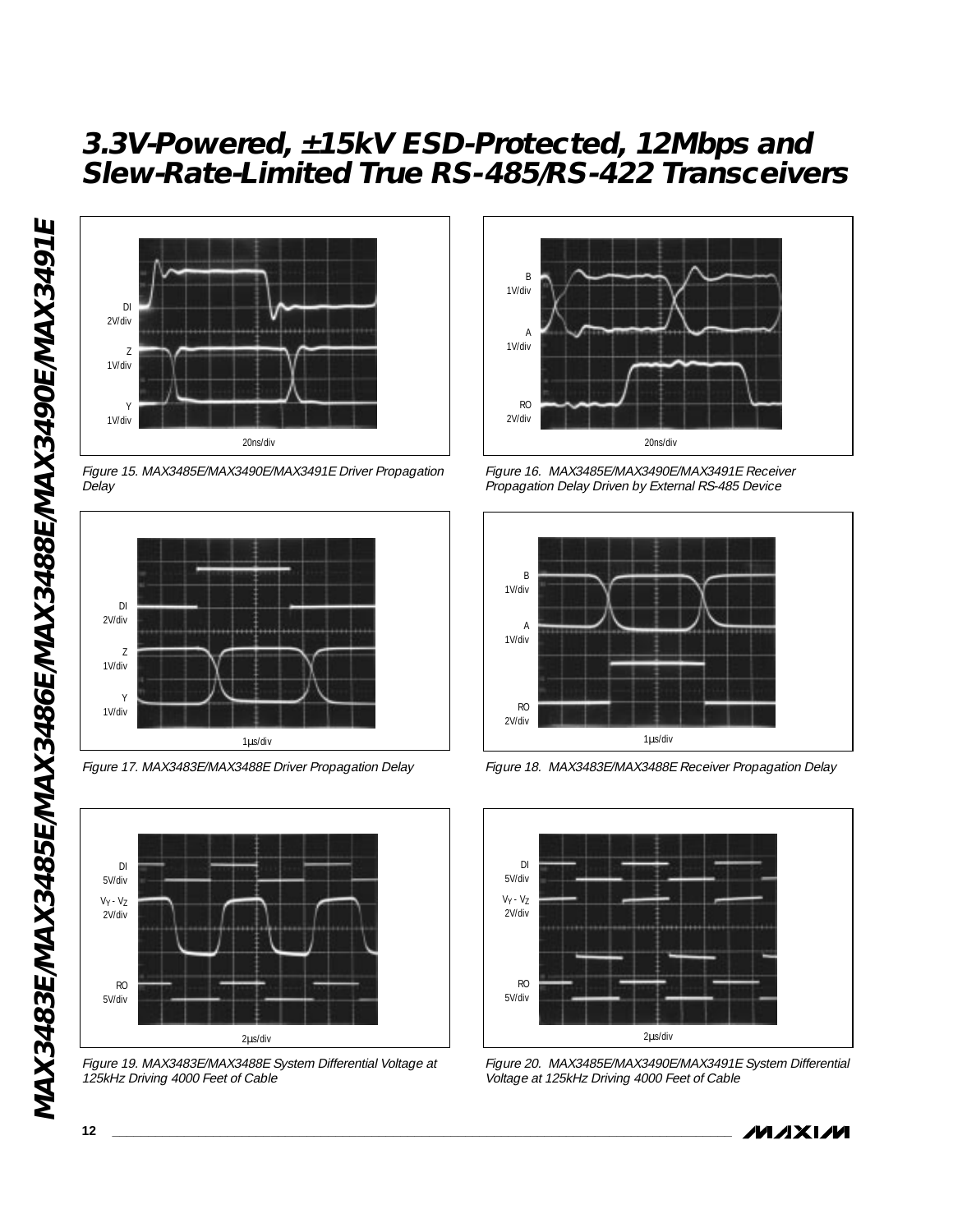DI 2V/div

Z 1V/div

Y 1V/div

20ns/div

*Figure 15. MAX3485E/MAX3490E/MAX3491E Driver Propagation Delay*

B 1V/div

A 1V/div

RO 2V/div

20ns/div

*Figure 16. MAX3485E/MAX3490E/MAX3491E Receiver Propagation Delay Driven by External RS-485 Device*

DI 2V/div

Z 1V/div

Y 1V/div

1µs/div

*Figure 17. MAX3483E/MAX3488E Driver Propagation Delay*

B 1V/div

A 1V/div

RO 2V/div

1µs/div

*Figure 18. MAX3483E/MAX3488E Receiver Propagation Delay*

DI 5V/div

$V_Y - V_Z$ 2V/div

RO 5V/div

2µs/div

*Figure 19. MAX3483E/MAX3488E System Differential Voltage at 125kHz Driving 4000 Feet of Cable*

DI 5V/div

$V_Y - V_Z$ 2V/div

RO 5V/div

2µs/div

*Figure 20. MAX3485E/MAX3490E/MAX3491E System Differential Voltage at 125kHz Driving 4000 Feet of Cable*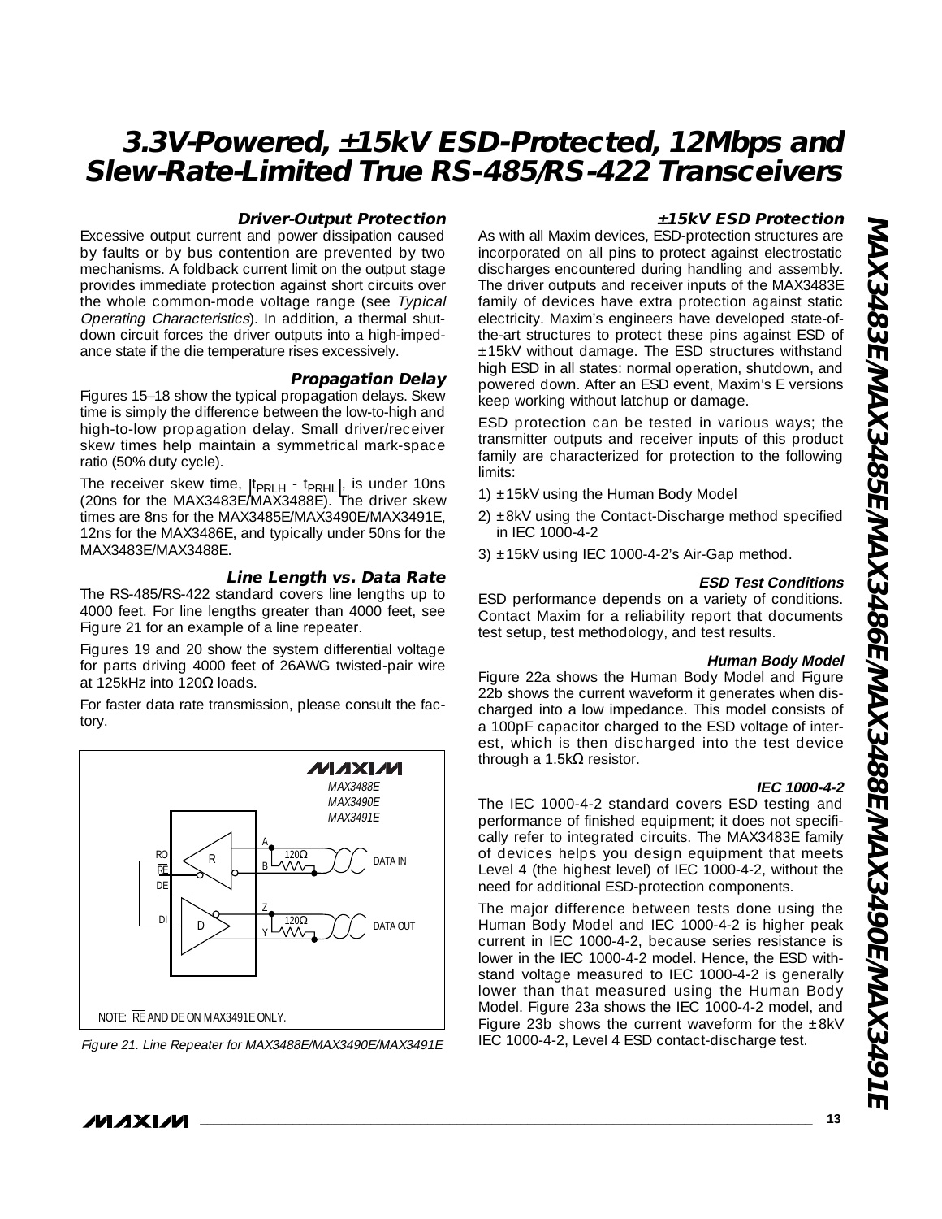### Driver-Output Protection

Excessive output current and power dissipation caused by faults or by bus contention are prevented by two mechanisms. A foldback current limit on the output stage provides immediate protection against short circuits over the whole common-mode voltage range (see *Typical Operating Characteristics*). In addition, a thermal shutdown circuit forces the driver outputs into a high-impedance state if the die temperature rises excessively.

### Propagation Delay

Figures 15–18 show the typical propagation delays. Skew time is simply the difference between the low-to-high and high-to-low propagation delay. Small driver/receiver skew times help maintain a symmetrical mark-space ratio (50% duty cycle).

The receiver skew time, $|t_{PRLH} - t_{PRHL}|$, is under 10ns (20ns for the MAX3483E/MAX3488E). The driver skew times are 8ns for the MAX3485E/MAX3490E/MAX3491E, 12ns for the MAX3486E, and typically under 50ns for the MAX3483E/MAX3488E.

### Line Length vs. Data Rate

The RS-485/RS-422 standard covers line lengths up to 4000 feet. For line lengths greater than 4000 feet, see Figure 21 for an example of a line repeater.

Figures 19 and 20 show the system differential voltage for parts driving 4000 feet of 26AWG twisted-pair wire at 125kHz into 120Ω loads.

For faster data rate transmission, please consult the factory.

MAX3488E
MAX3490E
MAX3491E

RO, RE, DE, DI, R, D, A, B, Z, Y, 120Ω, 120Ω, DATA IN, DATA OUT

NOTE: $\overline{RE}$ AND DE ON MAX3491E ONLY.

*Figure 21. Line Repeater for MAX3488E/MAX3490E/MAX3491E*

### ±15kV ESD Protection

As with all Maxim devices, ESD-protection structures are incorporated on all pins to protect against electrostatic discharges encountered during handling and assembly. The driver outputs and receiver inputs of the MAX3483E family of devices have extra protection against static electricity. Maxim's engineers have developed state-of-the-art structures to protect these pins against ESD of ±15kV without damage. The ESD structures withstand high ESD in all states: normal operation, shutdown, and powered down. After an ESD event, Maxim's E versions keep working without latchup or damage.

ESD protection can be tested in various ways; the transmitter outputs and receiver inputs of this product family are characterized for protection to the following limits:

1) ±15kV using the Human Body Model
2) ±8kV using the Contact-Discharge method specified in IEC 1000-4-2
3) ±15kV using IEC 1000-4-2's Air-Gap method.

#### ESD Test Conditions

ESD performance depends on a variety of conditions. Contact Maxim for a reliability report that documents test setup, test methodology, and test results.

#### Human Body Model

Figure 22a shows the Human Body Model and Figure 22b shows the current waveform it generates when discharged into a low impedance. This model consists of a 100pF capacitor charged to the ESD voltage of interest, which is then discharged into the test device through a 1.5kΩ resistor.

#### IEC 1000-4-2

The IEC 1000-4-2 standard covers ESD testing and performance of finished equipment; it does not specifically refer to integrated circuits. The MAX3483E family of devices helps you design equipment that meets Level 4 (the highest level) of IEC 1000-4-2, without the need for additional ESD-protection components.

The major difference between tests done using the Human Body Model and IEC 1000-4-2 is higher peak current in IEC 1000-4-2, because series resistance is lower in the IEC 1000-4-2 model. Hence, the ESD withstand voltage measured to IEC 1000-4-2 is generally lower than that measured using the Human Body Model. Figure 23a shows the IEC 1000-4-2 model, and Figure 23b shows the current waveform for the ±8kV IEC 1000-4-2, Level 4 ESD contact-discharge test.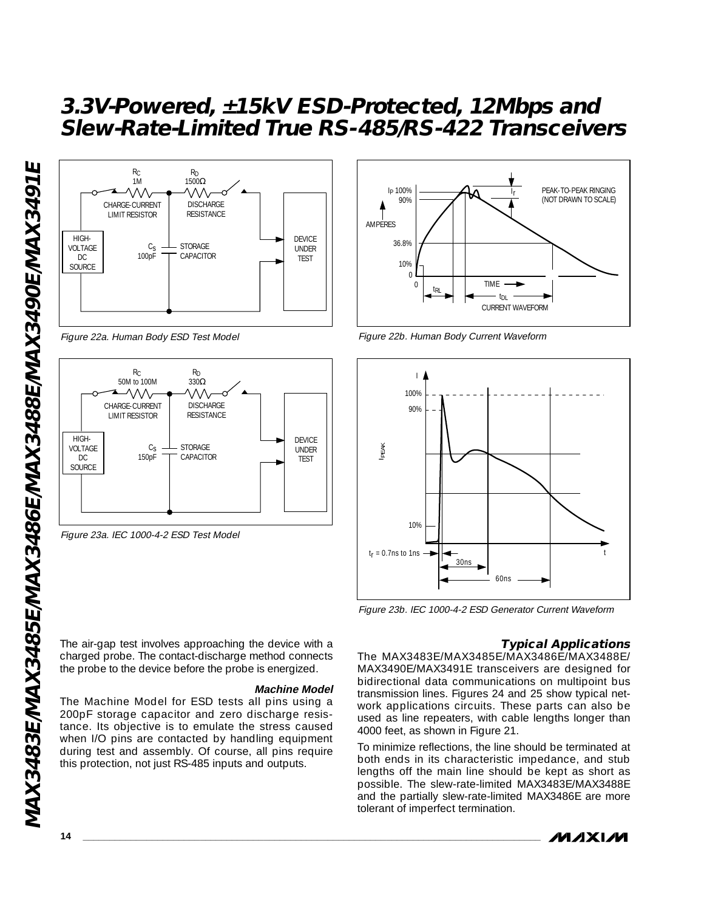Figure 22a. Human Body ESD Test Model

Figure 22b. Human Body Current Waveform

Figure 23a. IEC 1000-4-2 ESD Test Model

Figure 23b. IEC 1000-4-2 ESD Generator Current Waveform

The air-gap test involves approaching the device with a charged probe. The contact-discharge method connects the probe to the device before the probe is energized.

### Machine Model

The Machine Model for ESD tests all pins using a 200pF storage capacitor and zero discharge resistance. Its objective is to emulate the stress caused when I/O pins are contacted by handling equipment during test and assembly. Of course, all pins require this protection, not just RS-485 inputs and outputs.

## Typical Applications

The MAX3483E/MAX3485E/MAX3486E/MAX3488E/MAX3490E/MAX3491E transceivers are designed for bidirectional data communications on multipoint bus transmission lines. Figures 24 and 25 show typical network applications circuits. These parts can also be used as line repeaters, with cable lengths longer than 4000 feet, as shown in Figure 21.

To minimize reflections, the line should be terminated at both ends in its characteristic impedance, and stub lengths off the main line should be kept as short as possible. The slew-rate-limited MAX3483E/MAX3488E and the partially slew-rate-limited MAX3486E are more tolerant of imperfect termination.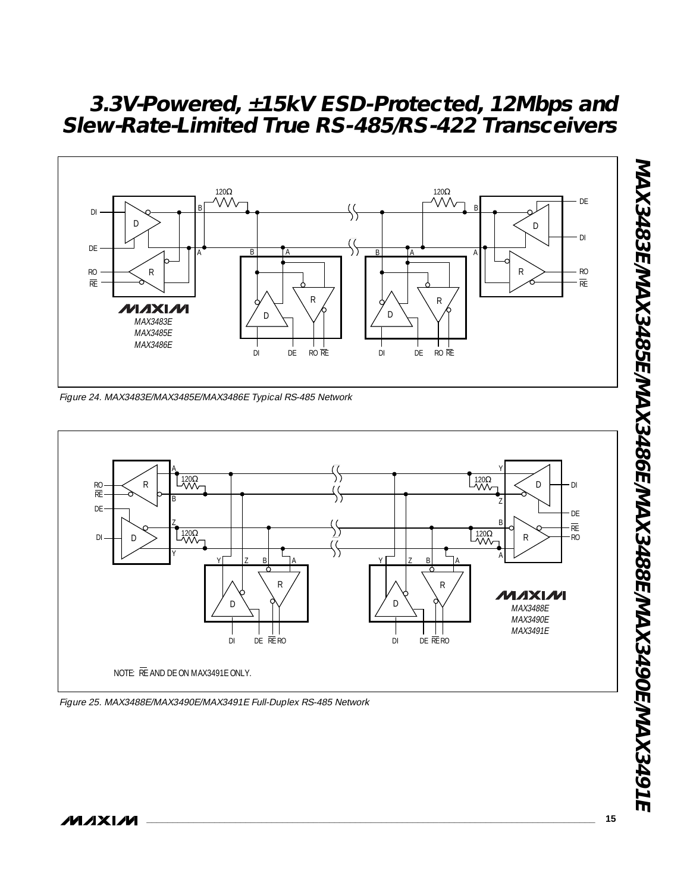Figure 24. MAX3483E/MAX3485E/MAX3486E Typical RS-485 Network

Figure 25. MAX3488E/MAX3490E/MAX3491E Full-Duplex RS-485 Network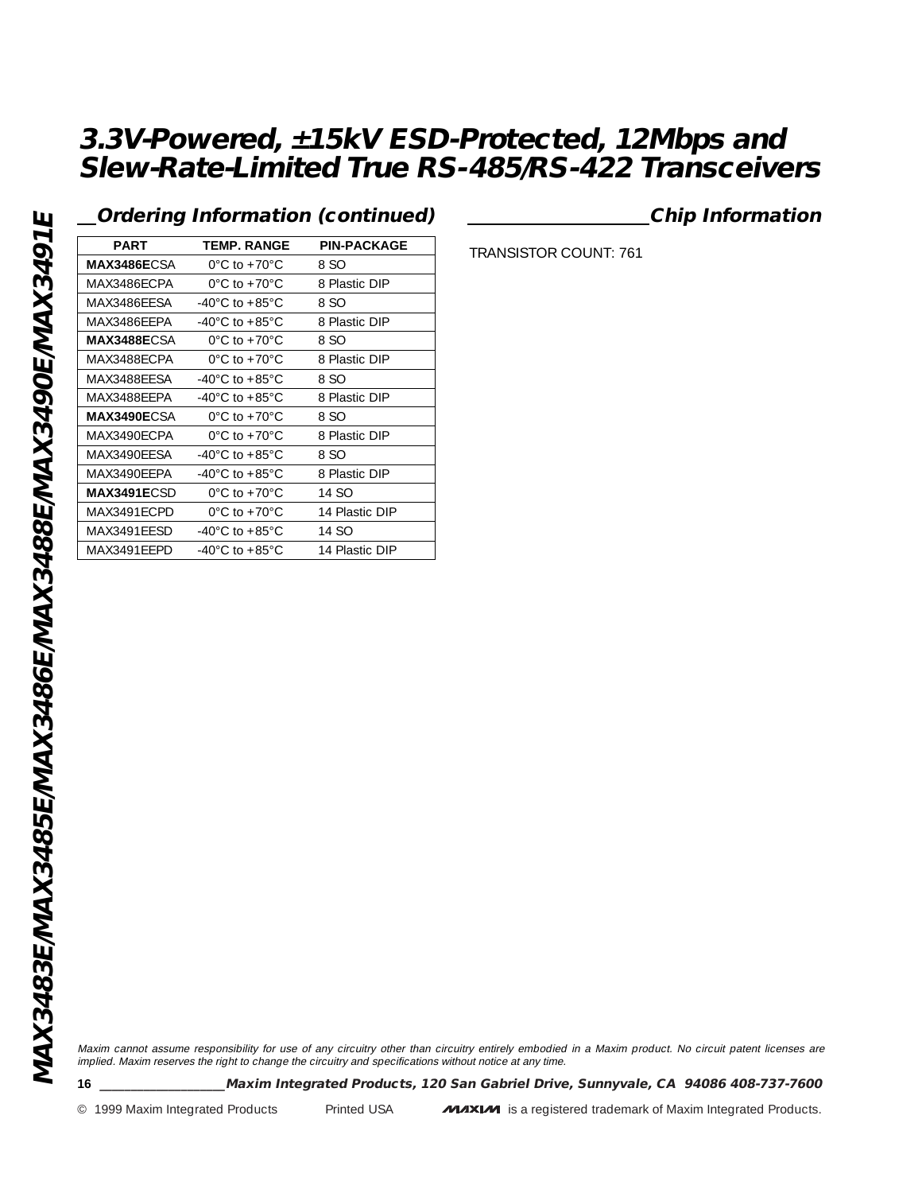## Ordering Information (continued)

| PART | TEMP. RANGE | PIN-PACKAGE |
|---|---|---|
| **MAX3486E**CSA | 0°C to +70°C | 8 SO |
| MAX3486ECPA | 0°C to +70°C | 8 Plastic DIP |
| MAX3486EESA | -40°C to +85°C | 8 SO |
| MAX3486EEPA | -40°C to +85°C | 8 Plastic DIP |
| **MAX3488E**CSA | 0°C to +70°C | 8 SO |
| MAX3488ECPA | 0°C to +70°C | 8 Plastic DIP |
| MAX3488EESA | -40°C to +85°C | 8 SO |
| MAX3488EEPA | -40°C to +85°C | 8 Plastic DIP |
| **MAX3490E**CSA | 0°C to +70°C | 8 SO |
| MAX3490ECPA | 0°C to +70°C | 8 Plastic DIP |
| MAX3490EESA | -40°C to +85°C | 8 SO |
| MAX3490EEPA | -40°C to +85°C | 8 Plastic DIP |
| **MAX3491E**CSD | 0°C to +70°C | 14 SO |
| MAX3491ECPD | 0°C to +70°C | 14 Plastic DIP |
| MAX3491EESD | -40°C to +85°C | 14 SO |
| MAX3491EEPD | -40°C to +85°C | 14 Plastic DIP |

## Chip Information

TRANSISTOR COUNT: 761

*Maxim cannot assume responsibility for use of any circuitry other than circuitry entirely embodied in a Maxim product. No circuit patent licenses are implied. Maxim reserves the right to change the circuitry and specifications without notice at any time.*

***Maxim Integrated Products, 120 San Gabriel Drive, Sunnyvale, CA 94086 408-737-7600***

© 1999 Maxim Integrated Products Printed USA MAXIM is a registered trademark of Maxim Integrated Products.